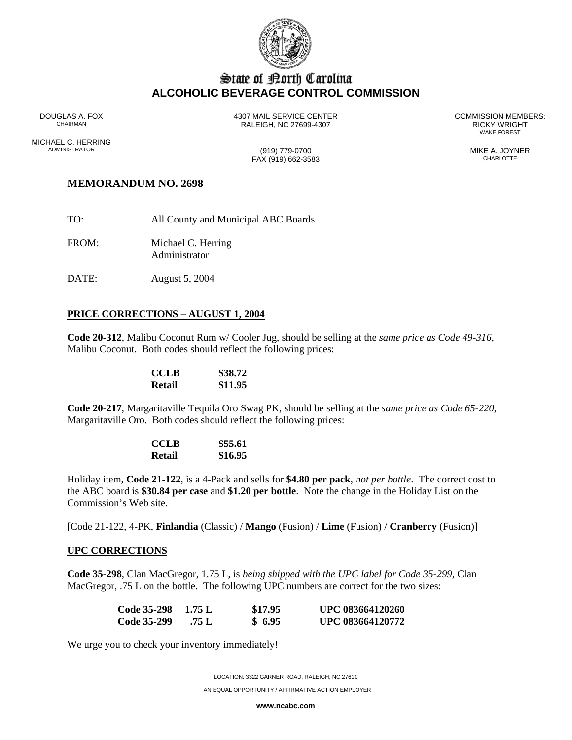# State of North Carolina
## ALCOHOLIC BEVERAGE CONTROL COMMISSION

DOUGLAS A. FOX
CHAIRMAN

MICHAEL C. HERRING
ADMINISTRATOR

4307 MAIL SERVICE CENTER
RALEIGH, NC 27699-4307

(919) 779-0700
FAX (919) 662-3583

COMMISSION MEMBERS:
RICKY WRIGHT
WAKE FOREST

MIKE A. JOYNER
CHARLOTTE

## MEMORANDUM NO. 2698

TO: All County and Municipal ABC Boards

FROM: Michael C. Herring
Administrator

DATE: August 5, 2004

### PRICE CORRECTIONS – AUGUST 1, 2004

**Code 20-312**, Malibu Coconut Rum w/ Cooler Jug, should be selling at the *same price as Code 49-316*, Malibu Coconut. Both codes should reflect the following prices:

| | |
|---|---|
| **CCLB** | **$38.72** |
| **Retail** | **$11.95** |

**Code 20-217**, Margaritaville Tequila Oro Swag PK, should be selling at the *same price as Code 65-220*, Margaritaville Oro. Both codes should reflect the following prices:

| | |
|---|---|
| **CCLB** | **$55.61** |
| **Retail** | **$16.95** |

Holiday item, **Code 21-122**, is a 4-Pack and sells for **$4.80 per pack**, *not per bottle*. The correct cost to the ABC board is **$30.84 per case** and **$1.20 per bottle**. Note the change in the Holiday List on the Commission's Web site.

[Code 21-122, 4-PK, **Finlandia** (Classic) / **Mango** (Fusion) / **Lime** (Fusion) / **Cranberry** (Fusion)]

### UPC CORRECTIONS

**Code 35-298**, Clan MacGregor, 1.75 L, is *being shipped with the UPC label for Code 35-299*, Clan MacGregor, .75 L on the bottle. The following UPC numbers are correct for the two sizes:

| | | | |
|---|---|---|---|
| **Code 35-298** | **1.75 L** | **$17.95** | **UPC 083664120260** |
| **Code 35-299** | **.75 L** | **$ 6.95** | **UPC 083664120772** |

We urge you to check your inventory immediately!

LOCATION: 3322 GARNER ROAD, RALEIGH, NC 27610

AN EQUAL OPPORTUNITY / AFFIRMATIVE ACTION EMPLOYER

**www.ncabc.com**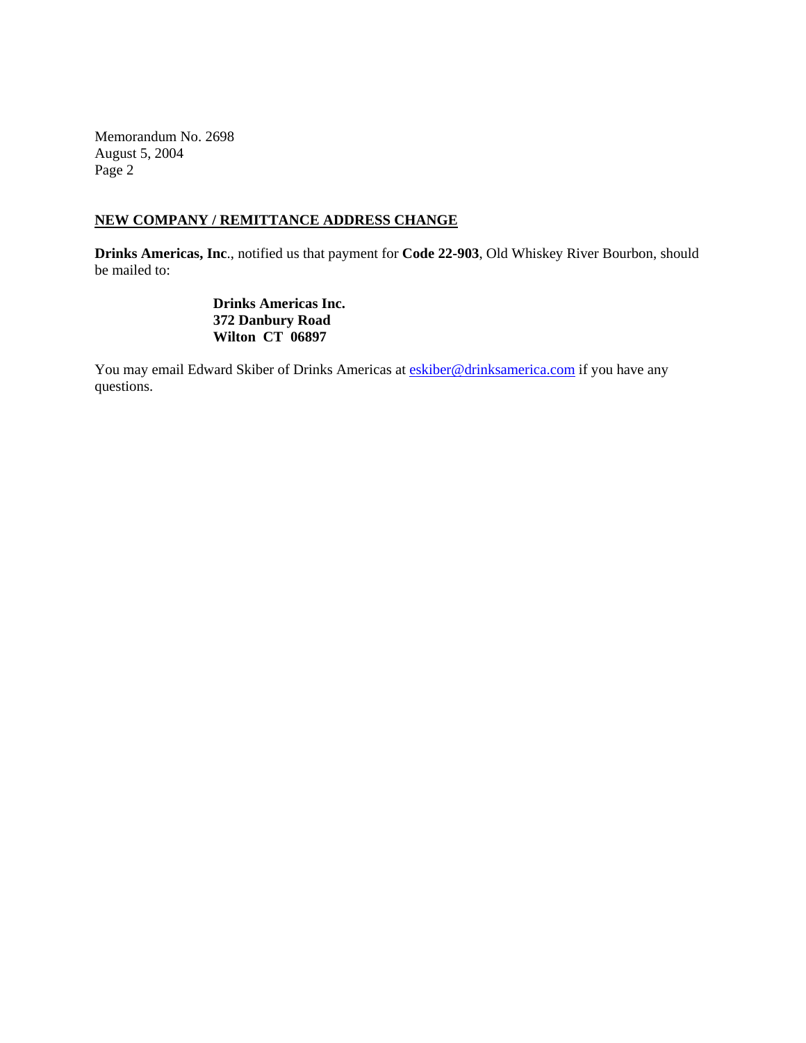## NEW COMPANY / REMITTANCE ADDRESS CHANGE

**Drinks Americas, Inc**., notified us that payment for **Code 22-903**, Old Whiskey River Bourbon, should be mailed to:

> **Drinks Americas Inc.**
> **372 Danbury Road**
> **Wilton CT 06897**

You may email Edward Skiber of Drinks Americas at eskiber@drinksamerica.com if you have any questions.